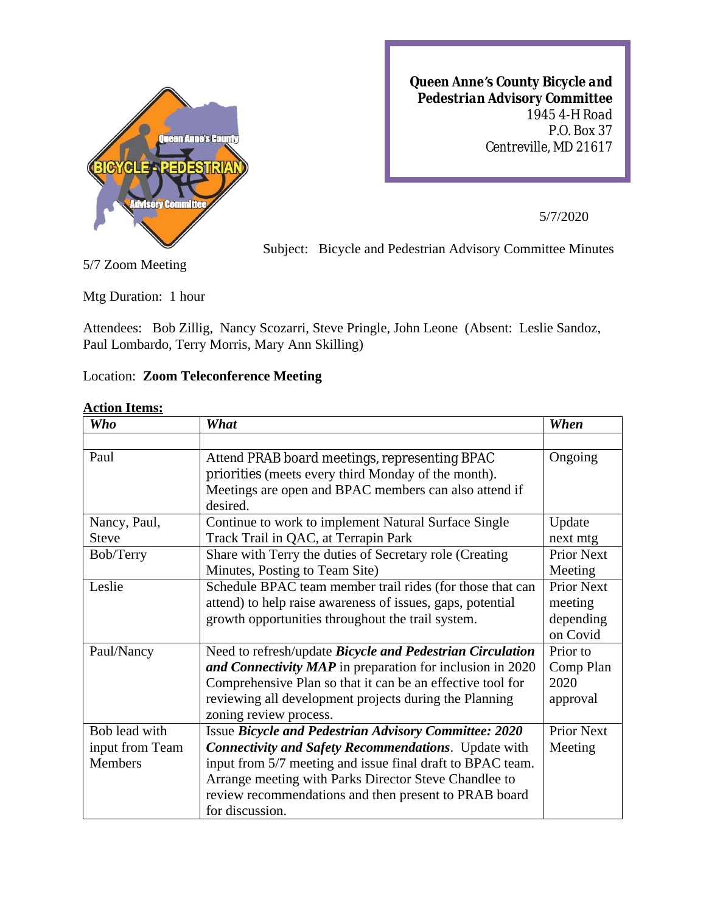**Queen Anne's County Bicycle and Pedestrian Advisory Committee**
1945 4-H Road
P.O. Box 37
Centreville, MD 21617

5/7/2020

Subject: Bicycle and Pedestrian Advisory Committee Minutes

5/7 Zoom Meeting

Mtg Duration: 1 hour

Attendees: Bob Zillig, Nancy Scozarri, Steve Pringle, John Leone (Absent: Leslie Sandoz, Paul Lombardo, Terry Morris, Mary Ann Skilling)

Location: **Zoom Teleconference Meeting**

**Action Items:**

| *Who* | *What* | *When* |
|---|---|---|
| | | |
| Paul | Attend PRAB board meetings, representing BPAC priorities (meets every third Monday of the month). Meetings are open and BPAC members can also attend if desired. | Ongoing |
| Nancy, Paul, Steve | Continue to work to implement Natural Surface Single Track Trail in QAC, at Terrapin Park | Update next mtg |
| Bob/Terry | Share with Terry the duties of Secretary role (Creating Minutes, Posting to Team Site) | Prior Next Meeting |
| Leslie | Schedule BPAC team member trail rides (for those that can attend) to help raise awareness of issues, gaps, potential growth opportunities throughout the trail system. | Prior Next meeting depending on Covid |
| Paul/Nancy | Need to refresh/update ***Bicycle and Pedestrian Circulation and Connectivity MAP*** in preparation for inclusion in 2020 Comprehensive Plan so that it can be an effective tool for reviewing all development projects during the Planning zoning review process. | Prior to Comp Plan 2020 approval |
| Bob lead with input from Team Members | Issue ***Bicycle and Pedestrian Advisory Committee: 2020 Connectivity and Safety Recommendations***. Update with input from 5/7 meeting and issue final draft to BPAC team. Arrange meeting with Parks Director Steve Chandlee to review recommendations and then present to PRAB board for discussion. | Prior Next Meeting |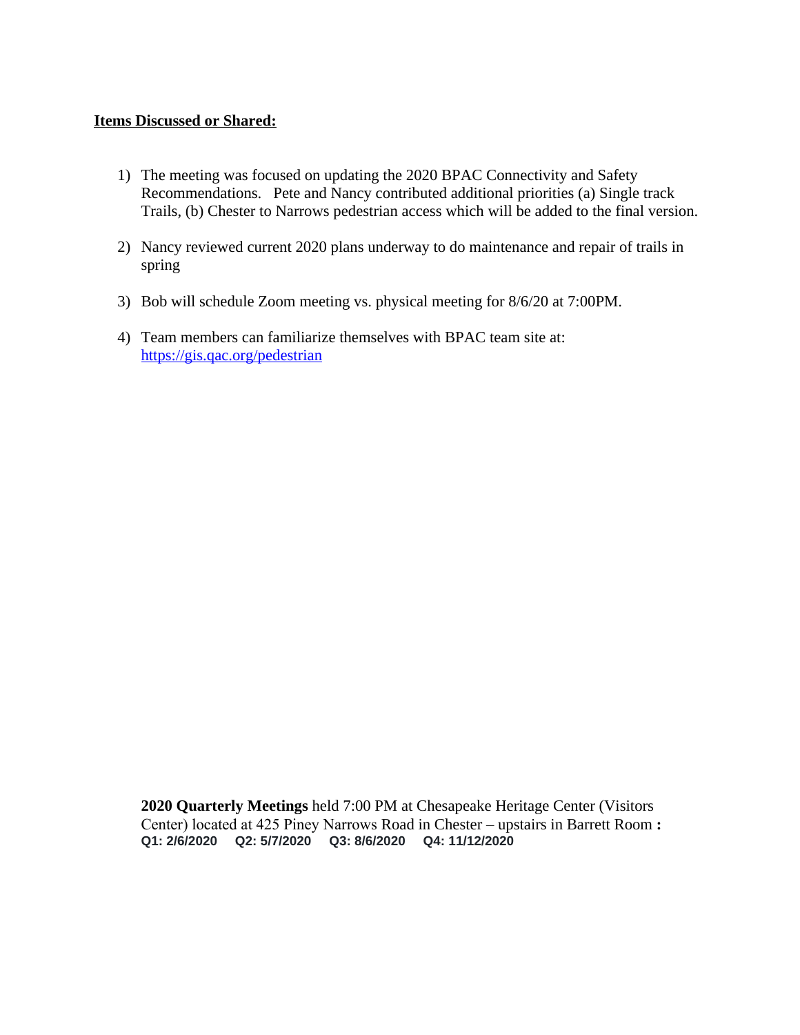**Items Discussed or Shared:**

1) The meeting was focused on updating the 2020 BPAC Connectivity and Safety Recommendations. Pete and Nancy contributed additional priorities (a) Single track Trails, (b) Chester to Narrows pedestrian access which will be added to the final version.

2) Nancy reviewed current 2020 plans underway to do maintenance and repair of trails in spring

3) Bob will schedule Zoom meeting vs. physical meeting for 8/6/20 at 7:00PM.

4) Team members can familiarize themselves with BPAC team site at: [https://gis.qac.org/pedestrian](https://gis.qac.org/pedestrian)

**2020 Quarterly Meetings** held 7:00 PM at Chesapeake Heritage Center (Visitors Center) located at 425 Piney Narrows Road in Chester – upstairs in Barrett Room **:**
**Q1: 2/6/2020 Q2: 5/7/2020 Q3: 8/6/2020 Q4: 11/12/2020**